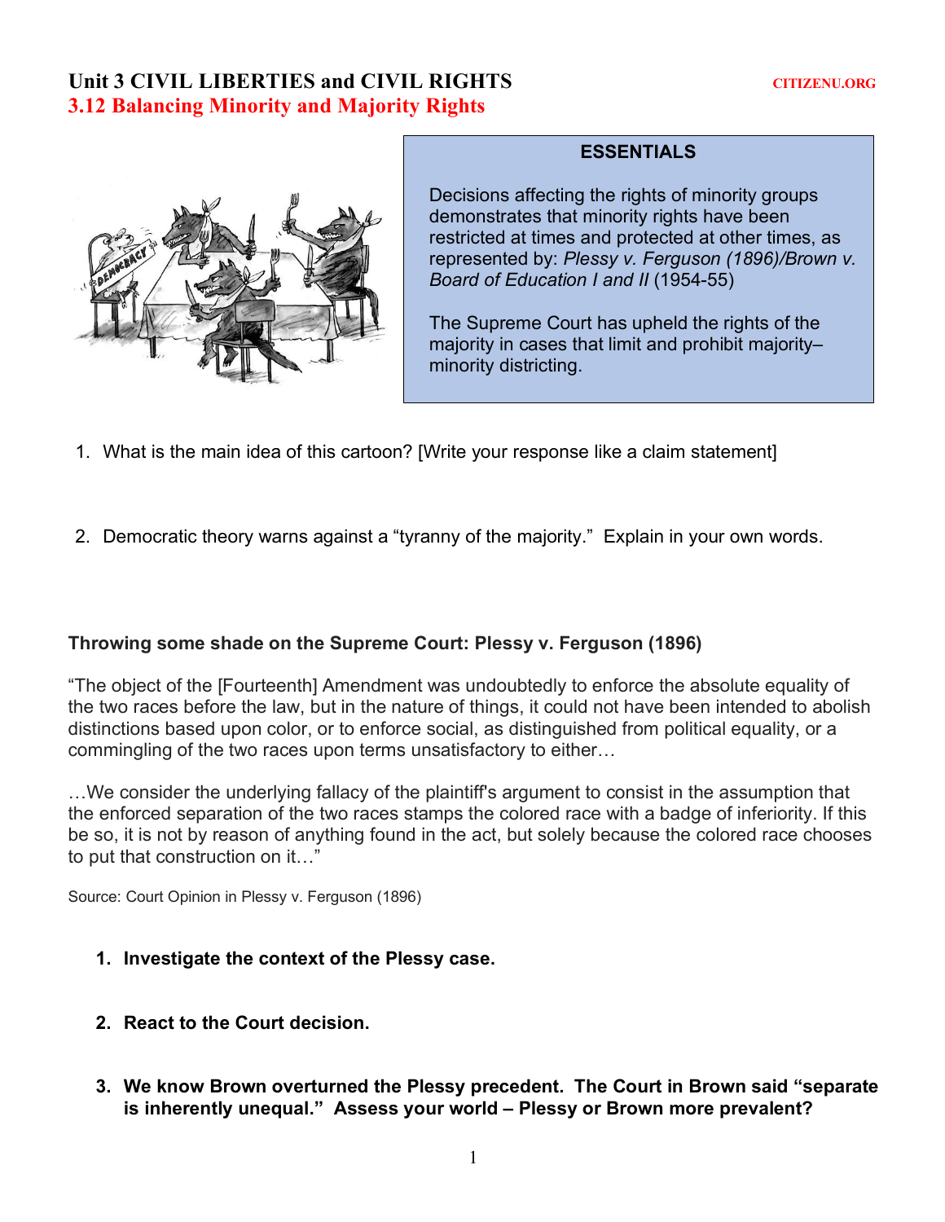# Unit 3 CIVIL LIBERTIES and CIVIL RIGHTS

CITIZENU.ORG

## 3.12 Balancing Minority and Majority Rights

**ESSENTIALS**

Decisions affecting the rights of minority groups demonstrates that minority rights have been restricted at times and protected at other times, as represented by: *Plessy v. Ferguson (1896)/Brown v. Board of Education I and II* (1954-55)

The Supreme Court has upheld the rights of the majority in cases that limit and prohibit majority–minority districting.

1. What is the main idea of this cartoon? [Write your response like a claim statement]

2. Democratic theory warns against a "tyranny of the majority." Explain in your own words.

### Throwing some shade on the Supreme Court: Plessy v. Ferguson (1896)

"The object of the [Fourteenth] Amendment was undoubtedly to enforce the absolute equality of the two races before the law, but in the nature of things, it could not have been intended to abolish distinctions based upon color, or to enforce social, as distinguished from political equality, or a commingling of the two races upon terms unsatisfactory to either…

…We consider the underlying fallacy of the plaintiff's argument to consist in the assumption that the enforced separation of the two races stamps the colored race with a badge of inferiority. If this be so, it is not by reason of anything found in the act, but solely because the colored race chooses to put that construction on it…"

Source: Court Opinion in Plessy v. Ferguson (1896)

1. **Investigate the context of the Plessy case.**

2. **React to the Court decision.**

3. **We know Brown overturned the Plessy precedent. The Court in Brown said "separate is inherently unequal." Assess your world – Plessy or Brown more prevalent?**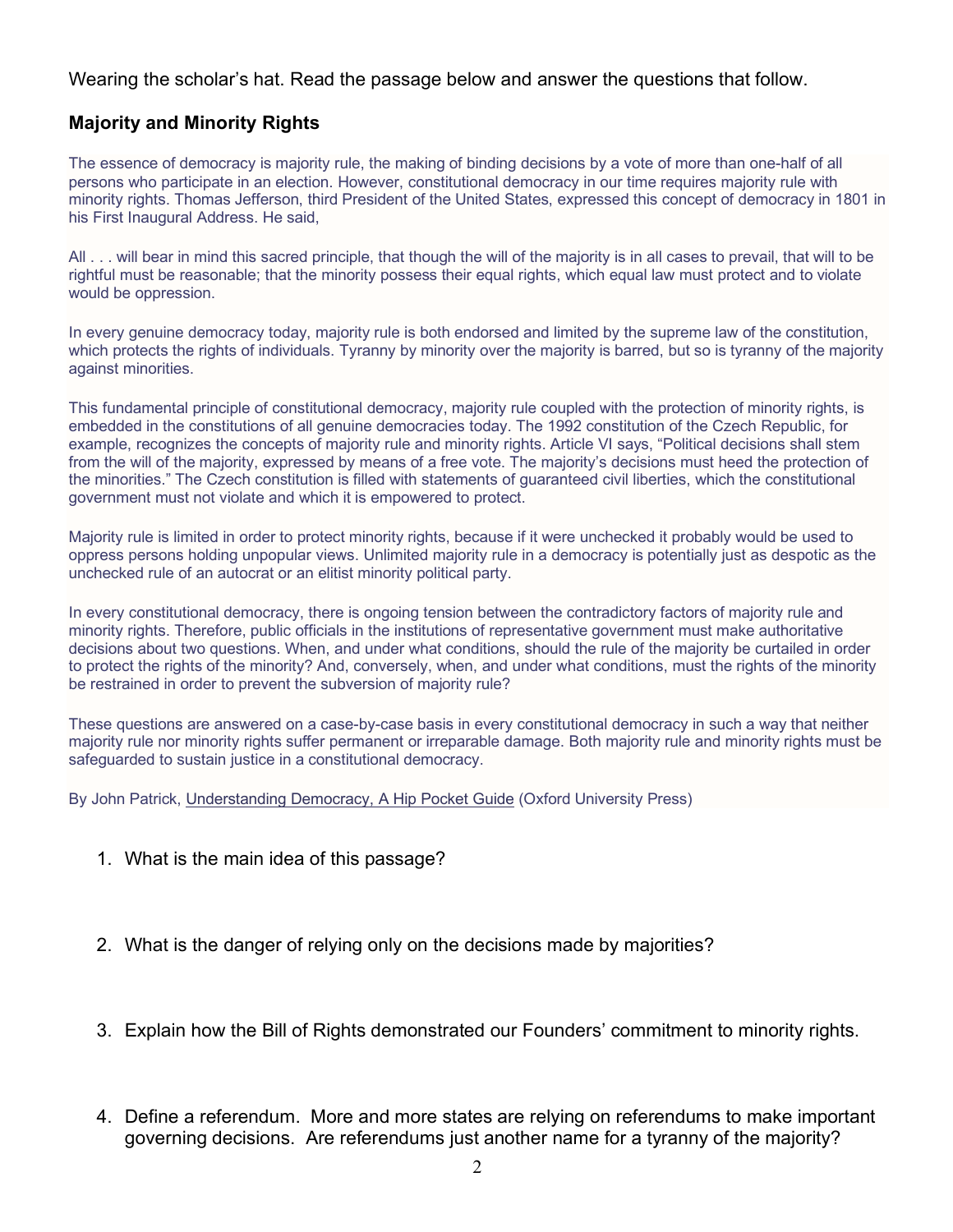Wearing the scholar's hat. Read the passage below and answer the questions that follow.

## Majority and Minority Rights

The essence of democracy is majority rule, the making of binding decisions by a vote of more than one-half of all persons who participate in an election. However, constitutional democracy in our time requires majority rule with minority rights. Thomas Jefferson, third President of the United States, expressed this concept of democracy in 1801 in his First Inaugural Address. He said,

All . . . will bear in mind this sacred principle, that though the will of the majority is in all cases to prevail, that will to be rightful must be reasonable; that the minority possess their equal rights, which equal law must protect and to violate would be oppression.

In every genuine democracy today, majority rule is both endorsed and limited by the supreme law of the constitution, which protects the rights of individuals. Tyranny by minority over the majority is barred, but so is tyranny of the majority against minorities.

This fundamental principle of constitutional democracy, majority rule coupled with the protection of minority rights, is embedded in the constitutions of all genuine democracies today. The 1992 constitution of the Czech Republic, for example, recognizes the concepts of majority rule and minority rights. Article VI says, "Political decisions shall stem from the will of the majority, expressed by means of a free vote. The majority's decisions must heed the protection of the minorities." The Czech constitution is filled with statements of guaranteed civil liberties, which the constitutional government must not violate and which it is empowered to protect.

Majority rule is limited in order to protect minority rights, because if it were unchecked it probably would be used to oppress persons holding unpopular views. Unlimited majority rule in a democracy is potentially just as despotic as the unchecked rule of an autocrat or an elitist minority political party.

In every constitutional democracy, there is ongoing tension between the contradictory factors of majority rule and minority rights. Therefore, public officials in the institutions of representative government must make authoritative decisions about two questions. When, and under what conditions, should the rule of the majority be curtailed in order to protect the rights of the minority? And, conversely, when, and under what conditions, must the rights of the minority be restrained in order to prevent the subversion of majority rule?

These questions are answered on a case-by-case basis in every constitutional democracy in such a way that neither majority rule nor minority rights suffer permanent or irreparable damage. Both majority rule and minority rights must be safeguarded to sustain justice in a constitutional democracy.

By John Patrick, Understanding Democracy, A Hip Pocket Guide (Oxford University Press)

1. What is the main idea of this passage?

2. What is the danger of relying only on the decisions made by majorities?

3. Explain how the Bill of Rights demonstrated our Founders' commitment to minority rights.

4. Define a referendum. More and more states are relying on referendums to make important governing decisions. Are referendums just another name for a tyranny of the majority?